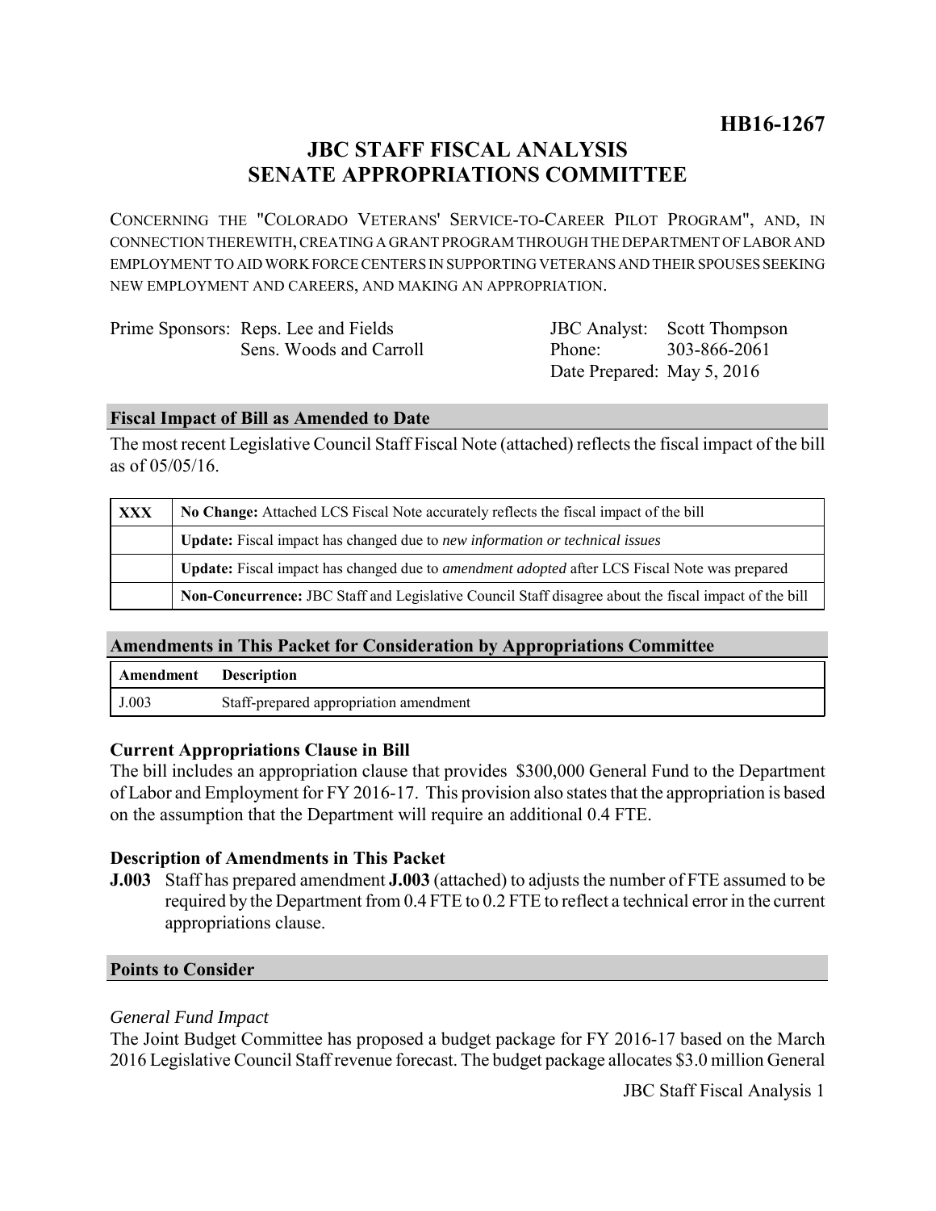# HB16-1267

## JBC STAFF FISCAL ANALYSIS
## SENATE APPROPRIATIONS COMMITTEE

CONCERNING THE "COLORADO VETERANS' SERVICE-TO-CAREER PILOT PROGRAM", AND, IN CONNECTION THEREWITH, CREATING A GRANT PROGRAM THROUGH THE DEPARTMENT OF LABOR AND EMPLOYMENT TO AID WORK FORCE CENTERS IN SUPPORTING VETERANS AND THEIR SPOUSES SEEKING NEW EMPLOYMENT AND CAREERS, AND MAKING AN APPROPRIATION.

Prime Sponsors: Reps. Lee and Fields
Sens. Woods and Carroll

JBC Analyst: Scott Thompson
Phone: 303-866-2061
Date Prepared: May 5, 2016

### Fiscal Impact of Bill as Amended to Date

The most recent Legislative Council Staff Fiscal Note (attached) reflects the fiscal impact of the bill as of 05/05/16.

| | |
|---|---|
| XXX | **No Change:** Attached LCS Fiscal Note accurately reflects the fiscal impact of the bill |
| | **Update:** Fiscal impact has changed due to *new information or technical issues* |
| | **Update:** Fiscal impact has changed due to *amendment adopted* after LCS Fiscal Note was prepared |
| | **Non-Concurrence:** JBC Staff and Legislative Council Staff disagree about the fiscal impact of the bill |

### Amendments in This Packet for Consideration by Appropriations Committee

| Amendment | Description |
|---|---|
| J.003 | Staff-prepared appropriation amendment |

### Current Appropriations Clause in Bill

The bill includes an appropriation clause that provides $300,000 General Fund to the Department of Labor and Employment for FY 2016-17. This provision also states that the appropriation is based on the assumption that the Department will require an additional 0.4 FTE.

### Description of Amendments in This Packet

**J.003** Staff has prepared amendment **J.003** (attached) to adjusts the number of FTE assumed to be required by the Department from 0.4 FTE to 0.2 FTE to reflect a technical error in the current appropriations clause.

### Points to Consider

*General Fund Impact*

The Joint Budget Committee has proposed a budget package for FY 2016-17 based on the March 2016 Legislative Council Staff revenue forecast. The budget package allocates $3.0 million General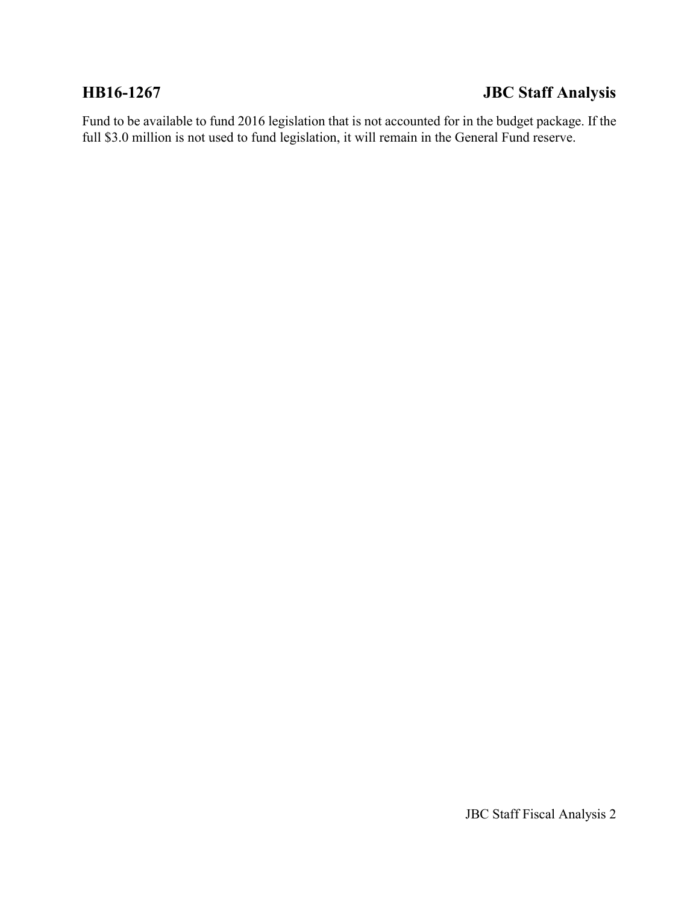Fund to be available to fund 2016 legislation that is not accounted for in the budget package. If the full $3.0 million is not used to fund legislation, it will remain in the General Fund reserve.